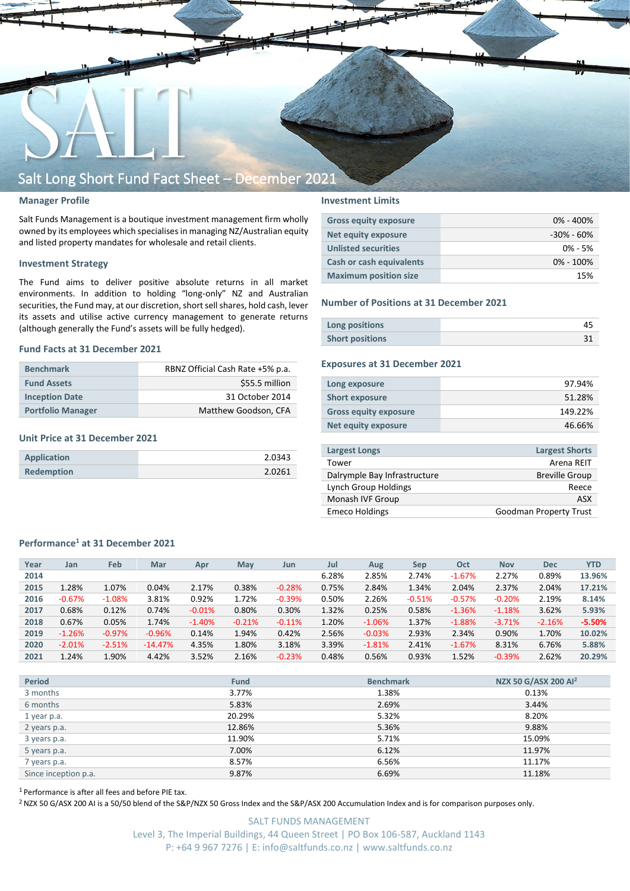# SALT

## Salt Long Short Fund Fact Sheet – December 2021

### Manager Profile

Salt Funds Management is a boutique investment management firm wholly owned by its employees which specialises in managing NZ/Australian equity and listed property mandates for wholesale and retail clients.

### Investment Strategy

The Fund aims to deliver positive absolute returns in all market environments. In addition to holding "long-only" NZ and Australian securities, the Fund may, at our discretion, short sell shares, hold cash, lever its assets and utilise active currency management to generate returns (although generally the Fund's assets will be fully hedged).

### Fund Facts at 31 December 2021

| | |
|---|---|
| Benchmark | RBNZ Official Cash Rate +5% p.a. |
| Fund Assets | $55.5 million |
| Inception Date | 31 October 2014 |
| Portfolio Manager | Matthew Goodson, CFA |

### Unit Price at 31 December 2021

| | |
|---|---|
| Application | 2.0343 |
| Redemption | 2.0261 |

### Investment Limits

| | |
|---|---|
| Gross equity exposure | 0% - 400% |
| Net equity exposure | -30% - 60% |
| Unlisted securities | 0% - 5% |
| Cash or cash equivalents | 0% - 100% |
| Maximum position size | 15% |

### Number of Positions at 31 December 2021

| | |
|---|---|
| Long positions | 45 |
| Short positions | 31 |

### Exposures at 31 December 2021

| | |
|---|---|
| Long exposure | 97.94% |
| Short exposure | 51.28% |
| Gross equity exposure | 149.22% |
| Net equity exposure | 46.66% |

| Largest Longs | Largest Shorts |
|---|---|
| Tower | Arena REIT |
| Dalrymple Bay Infrastructure | Breville Group |
| Lynch Group Holdings | Reece |
| Monash IVF Group | ASX |
| Emeco Holdings | Goodman Property Trust |

### Performance[1] at 31 December 2021

| Year | Jan | Feb | Mar | Apr | May | Jun | Jul | Aug | Sep | Oct | Nov | Dec | YTD |
|---|---|---|---|---|---|---|---|---|---|---|---|---|---|
| 2014 | | | | | | | 6.28% | 2.85% | 2.74% | -1.67% | 2.27% | 0.89% | 13.96% |
| 2015 | 1.28% | 1.07% | 0.04% | 2.17% | 0.38% | -0.28% | 0.75% | 2.84% | 1.34% | 2.04% | 2.37% | 2.04% | 17.21% |
| 2016 | -0.67% | -1.08% | 3.81% | 0.92% | 1.72% | -0.39% | 0.50% | 2.26% | -0.51% | -0.57% | -0.20% | 2.19% | 8.14% |
| 2017 | 0.68% | 0.12% | 0.74% | -0.01% | 0.80% | 0.30% | 1.32% | 0.25% | 0.58% | -1.36% | -1.18% | 3.62% | 5.93% |
| 2018 | 0.67% | 0.05% | 1.74% | -1.40% | -0.21% | -0.11% | 1.20% | -1.06% | 1.37% | -1.88% | -3.71% | -2.16% | -5.50% |
| 2019 | -1.26% | -0.97% | -0.96% | 0.14% | 1.94% | 0.42% | 2.56% | -0.03% | 2.93% | 2.34% | 0.90% | 1.70% | 10.02% |
| 2020 | -2.01% | -2.51% | -14.47% | 4.35% | 1.80% | 3.18% | 3.39% | -1.81% | 2.41% | -1.67% | 8.31% | 6.76% | 5.88% |
| 2021 | 1.24% | 1.90% | 4.42% | 3.52% | 2.16% | -0.23% | 0.48% | 0.56% | 0.93% | 1.52% | -0.39% | 2.62% | 20.29% |

| Period | Fund | Benchmark | NZX 50 G/ASX 200 AI[2] |
|---|---|---|---|
| 3 months | 3.77% | 1.38% | 0.13% |
| 6 months | 5.83% | 2.69% | 3.44% |
| 1 year p.a. | 20.29% | 5.32% | 8.20% |
| 2 years p.a. | 12.86% | 5.36% | 9.88% |
| 3 years p.a. | 11.90% | 5.71% | 15.09% |
| 5 years p.a. | 7.00% | 6.12% | 11.97% |
| 7 years p.a. | 8.57% | 6.56% | 11.17% |
| Since inception p.a. | 9.87% | 6.69% | 11.18% |

[1] Performance is after all fees and before PIE tax.

[2] NZX 50 G/ASX 200 AI is a 50/50 blend of the S&P/NZX 50 Gross Index and the S&P/ASX 200 Accumulation Index and is for comparison purposes only.

SALT FUNDS MANAGEMENT
Level 3, The Imperial Buildings, 44 Queen Street | PO Box 106-587, Auckland 1143
P: +64 9 967 7276 | E: info@saltfunds.co.nz | www.saltfunds.co.nz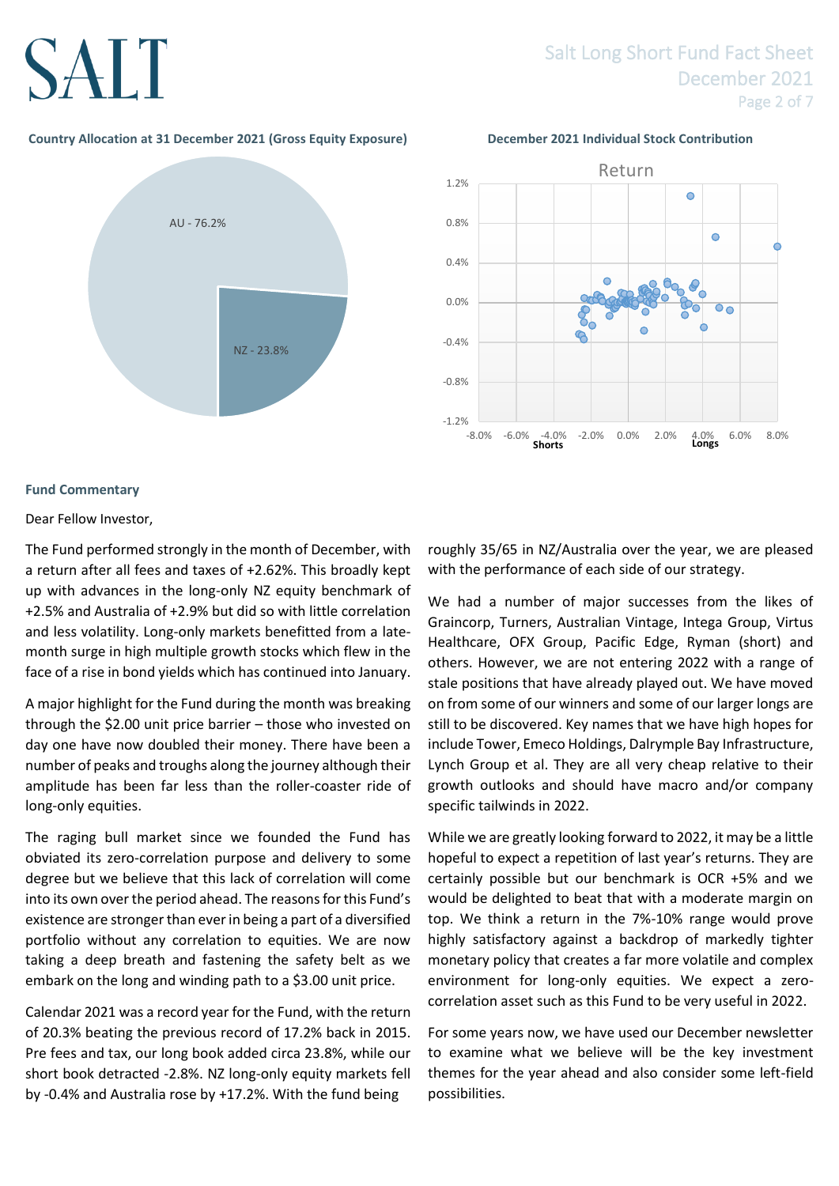### Country Allocation at 31 December 2021 (Gross Equity Exposure)

AU - 76.2%

NZ - 23.8%

### December 2021 Individual Stock Contribution

Return

Shorts

Longs

## Fund Commentary

Dear Fellow Investor,

The Fund performed strongly in the month of December, with a return after all fees and taxes of +2.62%. This broadly kept up with advances in the long-only NZ equity benchmark of +2.5% and Australia of +2.9% but did so with little correlation and less volatility. Long-only markets benefitted from a late-month surge in high multiple growth stocks which flew in the face of a rise in bond yields which has continued into January.

A major highlight for the Fund during the month was breaking through the $2.00 unit price barrier – those who invested on day one have now doubled their money. There have been a number of peaks and troughs along the journey although their amplitude has been far less than the roller-coaster ride of long-only equities.

The raging bull market since we founded the Fund has obviated its zero-correlation purpose and delivery to some degree but we believe that this lack of correlation will come into its own over the period ahead. The reasons for this Fund's existence are stronger than ever in being a part of a diversified portfolio without any correlation to equities. We are now taking a deep breath and fastening the safety belt as we embark on the long and winding path to a $3.00 unit price.

Calendar 2021 was a record year for the Fund, with the return of 20.3% beating the previous record of 17.2% back in 2015. Pre fees and tax, our long book added circa 23.8%, while our short book detracted -2.8%. NZ long-only equity markets fell by -0.4% and Australia rose by +17.2%. With the fund being roughly 35/65 in NZ/Australia over the year, we are pleased with the performance of each side of our strategy.

We had a number of major successes from the likes of Graincorp, Turners, Australian Vintage, Intega Group, Virtus Healthcare, OFX Group, Pacific Edge, Ryman (short) and others. However, we are not entering 2022 with a range of stale positions that have already played out. We have moved on from some of our winners and some of our larger longs are still to be discovered. Key names that we have high hopes for include Tower, Emeco Holdings, Dalrymple Bay Infrastructure, Lynch Group et al. They are all very cheap relative to their growth outlooks and should have macro and/or company specific tailwinds in 2022.

While we are greatly looking forward to 2022, it may be a little hopeful to expect a repetition of last year's returns. They are certainly possible but our benchmark is OCR +5% and we would be delighted to beat that with a moderate margin on top. We think a return in the 7%-10% range would prove highly satisfactory against a backdrop of markedly tighter monetary policy that creates a far more volatile and complex environment for long-only equities. We expect a zero-correlation asset such as this Fund to be very useful in 2022.

For some years now, we have used our December newsletter to examine what we believe will be the key investment themes for the year ahead and also consider some left-field possibilities.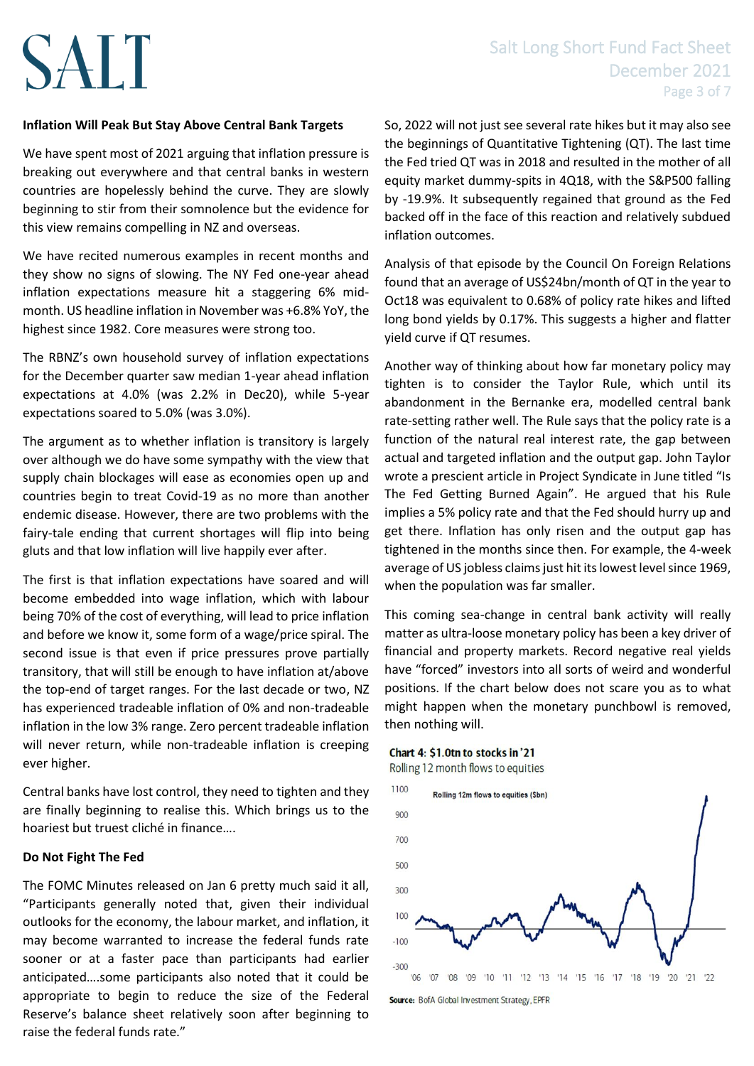**Inflation Will Peak But Stay Above Central Bank Targets**

We have spent most of 2021 arguing that inflation pressure is breaking out everywhere and that central banks in western countries are hopelessly behind the curve. They are slowly beginning to stir from their somnolence but the evidence for this view remains compelling in NZ and overseas.

We have recited numerous examples in recent months and they show no signs of slowing. The NY Fed one-year ahead inflation expectations measure hit a staggering 6% mid-month. US headline inflation in November was +6.8% YoY, the highest since 1982. Core measures were strong too.

The RBNZ's own household survey of inflation expectations for the December quarter saw median 1-year ahead inflation expectations at 4.0% (was 2.2% in Dec20), while 5-year expectations soared to 5.0% (was 3.0%).

The argument as to whether inflation is transitory is largely over although we do have some sympathy with the view that supply chain blockages will ease as economies open up and countries begin to treat Covid-19 as no more than another endemic disease. However, there are two problems with the fairy-tale ending that current shortages will flip into being gluts and that low inflation will live happily ever after.

The first is that inflation expectations have soared and will become embedded into wage inflation, which with labour being 70% of the cost of everything, will lead to price inflation and before we know it, some form of a wage/price spiral. The second issue is that even if price pressures prove partially transitory, that will still be enough to have inflation at/above the top-end of target ranges. For the last decade or two, NZ has experienced tradeable inflation of 0% and non-tradeable inflation in the low 3% range. Zero percent tradeable inflation will never return, while non-tradeable inflation is creeping ever higher.

Central banks have lost control, they need to tighten and they are finally beginning to realise this. Which brings us to the hoariest but truest cliché in finance….

**Do Not Fight The Fed**

The FOMC Minutes released on Jan 6 pretty much said it all, "Participants generally noted that, given their individual outlooks for the economy, the labour market, and inflation, it may become warranted to increase the federal funds rate sooner or at a faster pace than participants had earlier anticipated….some participants also noted that it could be appropriate to begin to reduce the size of the Federal Reserve's balance sheet relatively soon after beginning to raise the federal funds rate."

So, 2022 will not just see several rate hikes but it may also see the beginnings of Quantitative Tightening (QT). The last time the Fed tried QT was in 2018 and resulted in the mother of all equity market dummy-spits in 4Q18, with the S&P500 falling by -19.9%. It subsequently regained that ground as the Fed backed off in the face of this reaction and relatively subdued inflation outcomes.

Analysis of that episode by the Council On Foreign Relations found that an average of US$24bn/month of QT in the year to Oct18 was equivalent to 0.68% of policy rate hikes and lifted long bond yields by 0.17%. This suggests a higher and flatter yield curve if QT resumes.

Another way of thinking about how far monetary policy may tighten is to consider the Taylor Rule, which until its abandonment in the Bernanke era, modelled central bank rate-setting rather well. The Rule says that the policy rate is a function of the natural real interest rate, the gap between actual and targeted inflation and the output gap. John Taylor wrote a prescient article in Project Syndicate in June titled "Is The Fed Getting Burned Again". He argued that his Rule implies a 5% policy rate and that the Fed should hurry up and get there. Inflation has only risen and the output gap has tightened in the months since then. For example, the 4-week average of US jobless claims just hit its lowest level since 1969, when the population was far smaller.

This coming sea-change in central bank activity will really matter as ultra-loose monetary policy has been a key driver of financial and property markets. Record negative real yields have "forced" investors into all sorts of weird and wonderful positions. If the chart below does not scare you as to what might happen when the monetary punchbowl is removed, then nothing will.

**Chart 4: $1.0tn to stocks in '21**
Rolling 12 month flows to equities

Source: BofA Global Investment Strategy, EPFR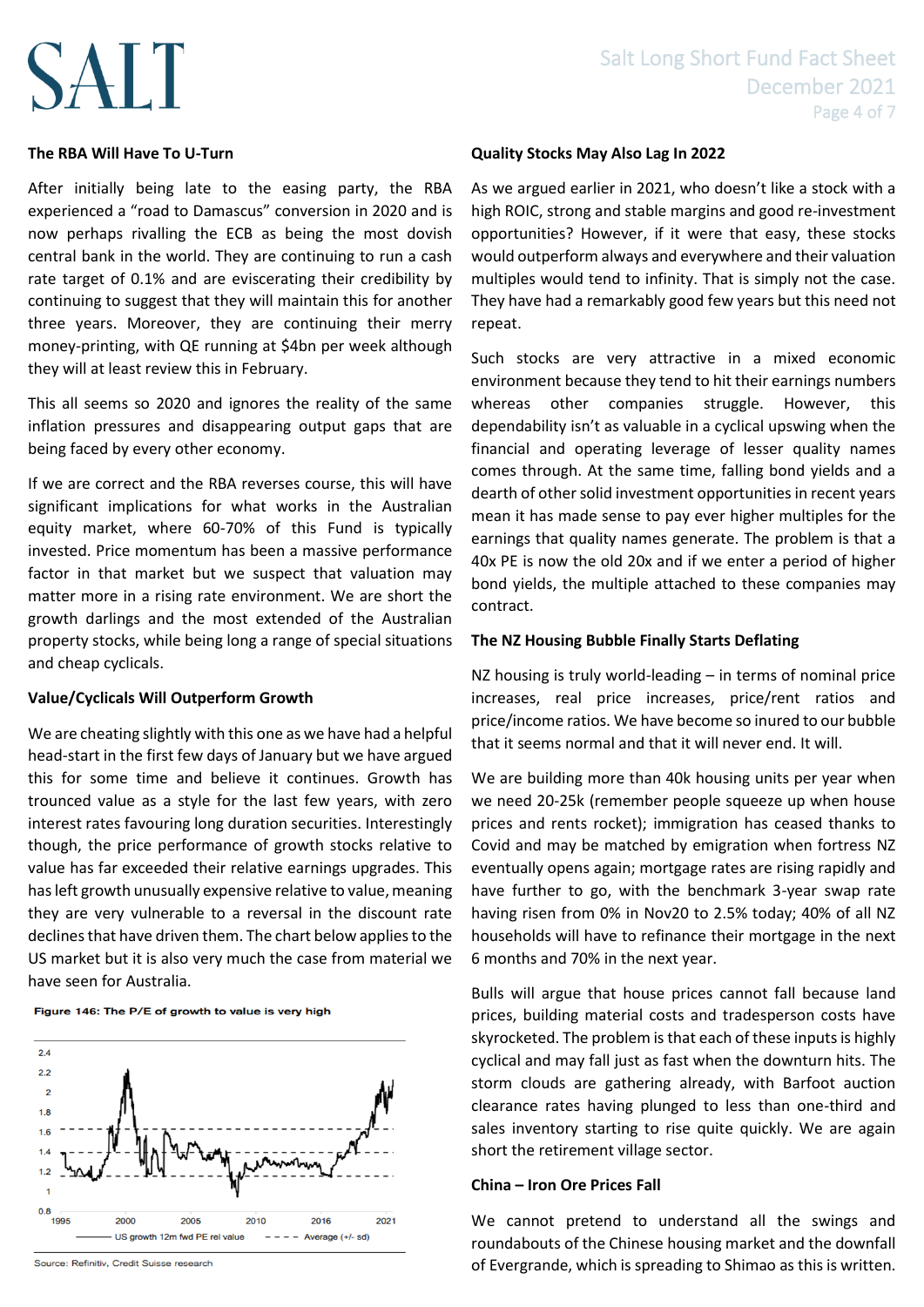## The RBA Will Have To U-Turn

After initially being late to the easing party, the RBA experienced a "road to Damascus" conversion in 2020 and is now perhaps rivalling the ECB as being the most dovish central bank in the world. They are continuing to run a cash rate target of 0.1% and are eviscerating their credibility by continuing to suggest that they will maintain this for another three years. Moreover, they are continuing their merry money-printing, with QE running at $4bn per week although they will at least review this in February.

This all seems so 2020 and ignores the reality of the same inflation pressures and disappearing output gaps that are being faced by every other economy.

If we are correct and the RBA reverses course, this will have significant implications for what works in the Australian equity market, where 60-70% of this Fund is typically invested. Price momentum has been a massive performance factor in that market but we suspect that valuation may matter more in a rising rate environment. We are short the growth darlings and the most extended of the Australian property stocks, while being long a range of special situations and cheap cyclicals.

## Value/Cyclicals Will Outperform Growth

We are cheating slightly with this one as we have had a helpful head-start in the first few days of January but we have argued this for some time and believe it continues. Growth has trounced value as a style for the last few years, with zero interest rates favouring long duration securities. Interestingly though, the price performance of growth stocks relative to value has far exceeded their relative earnings upgrades. This has left growth unusually expensive relative to value, meaning they are very vulnerable to a reversal in the discount rate declines that have driven them. The chart below applies to the US market but it is also very much the case from material we have seen for Australia.

**Figure 146: The P/E of growth to value is very high**

Source: Refinitiv, Credit Suisse research

## Quality Stocks May Also Lag In 2022

As we argued earlier in 2021, who doesn't like a stock with a high ROIC, strong and stable margins and good re-investment opportunities? However, if it were that easy, these stocks would outperform always and everywhere and their valuation multiples would tend to infinity. That is simply not the case. They have had a remarkably good few years but this need not repeat.

Such stocks are very attractive in a mixed economic environment because they tend to hit their earnings numbers whereas other companies struggle. However, this dependability isn't as valuable in a cyclical upswing when the financial and operating leverage of lesser quality names comes through. At the same time, falling bond yields and a dearth of other solid investment opportunities in recent years mean it has made sense to pay ever higher multiples for the earnings that quality names generate. The problem is that a 40x PE is now the old 20x and if we enter a period of higher bond yields, the multiple attached to these companies may contract.

## The NZ Housing Bubble Finally Starts Deflating

NZ housing is truly world-leading – in terms of nominal price increases, real price increases, price/rent ratios and price/income ratios. We have become so inured to our bubble that it seems normal and that it will never end. It will.

We are building more than 40k housing units per year when we need 20-25k (remember people squeeze up when house prices and rents rocket); immigration has ceased thanks to Covid and may be matched by emigration when fortress NZ eventually opens again; mortgage rates are rising rapidly and have further to go, with the benchmark 3-year swap rate having risen from 0% in Nov20 to 2.5% today; 40% of all NZ households will have to refinance their mortgage in the next 6 months and 70% in the next year.

Bulls will argue that house prices cannot fall because land prices, building material costs and tradesperson costs have skyrocketed. The problem is that each of these inputs is highly cyclical and may fall just as fast when the downturn hits. The storm clouds are gathering already, with Barfoot auction clearance rates having plunged to less than one-third and sales inventory starting to rise quite quickly. We are again short the retirement village sector.

## China – Iron Ore Prices Fall

We cannot pretend to understand all the swings and roundabouts of the Chinese housing market and the downfall of Evergrande, which is spreading to Shimao as this is written.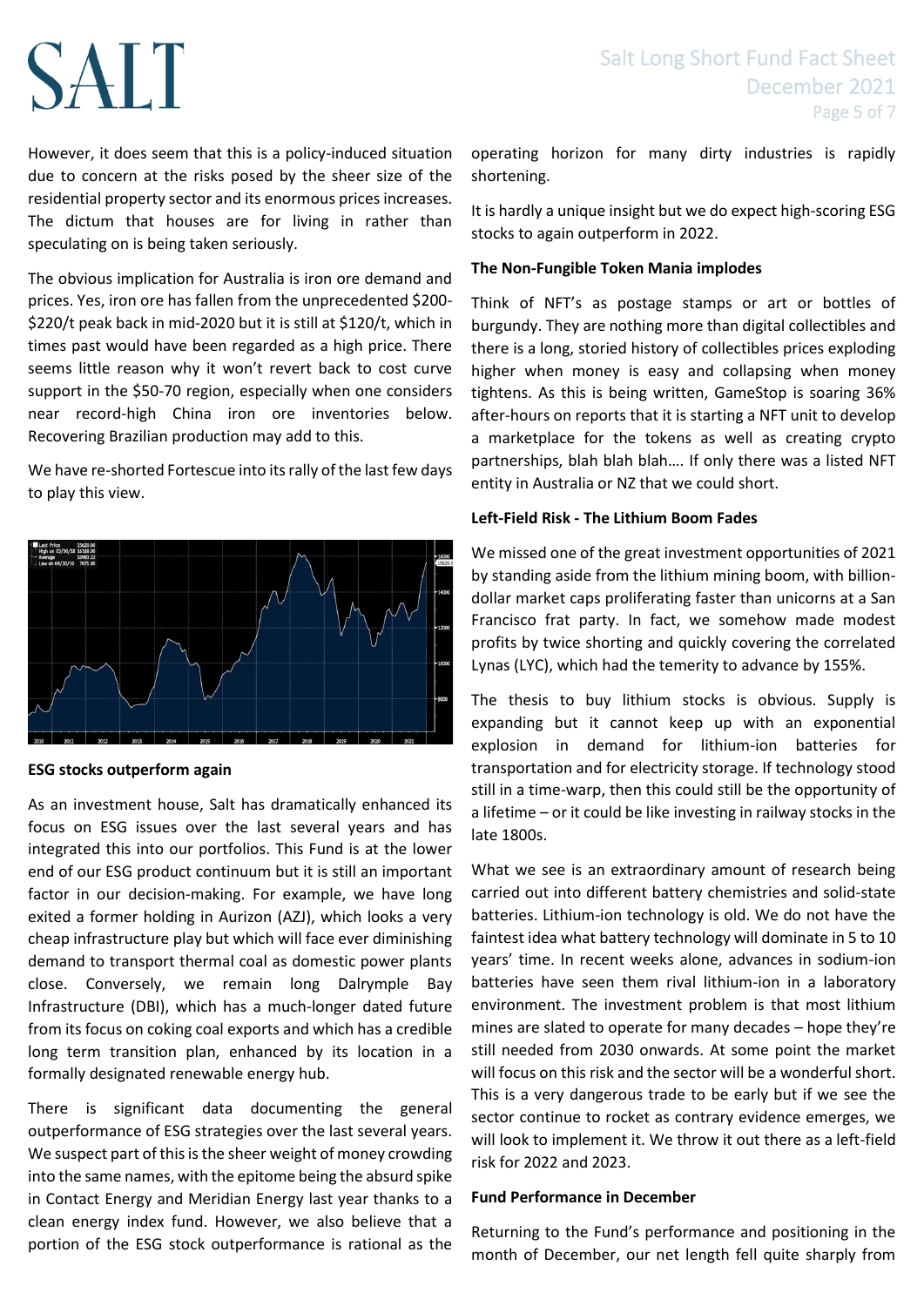However, it does seem that this is a policy-induced situation due to concern at the risks posed by the sheer size of the residential property sector and its enormous prices increases. The dictum that houses are for living in rather than speculating on is being taken seriously.

The obvious implication for Australia is iron ore demand and prices. Yes, iron ore has fallen from the unprecedented \$200-\$220/t peak back in mid-2020 but it is still at \$120/t, which in times past would have been regarded as a high price. There seems little reason why it won't revert back to cost curve support in the \$50-70 region, especially when one considers near record-high China iron ore inventories below. Recovering Brazilian production may add to this.

We have re-shorted Fortescue into its rally of the last few days to play this view.

### ESG stocks outperform again

As an investment house, Salt has dramatically enhanced its focus on ESG issues over the last several years and has integrated this into our portfolios. This Fund is at the lower end of our ESG product continuum but it is still an important factor in our decision-making. For example, we have long exited a former holding in Aurizon (AZJ), which looks a very cheap infrastructure play but which will face ever diminishing demand to transport thermal coal as domestic power plants close. Conversely, we remain long Dalrymple Bay Infrastructure (DBI), which has a much-longer dated future from its focus on coking coal exports and which has a credible long term transition plan, enhanced by its location in a formally designated renewable energy hub.

There is significant data documenting the general outperformance of ESG strategies over the last several years. We suspect part of this is the sheer weight of money crowding into the same names, with the epitome being the absurd spike in Contact Energy and Meridian Energy last year thanks to a clean energy index fund. However, we also believe that a portion of the ESG stock outperformance is rational as the operating horizon for many dirty industries is rapidly shortening.

It is hardly a unique insight but we do expect high-scoring ESG stocks to again outperform in 2022.

### The Non-Fungible Token Mania implodes

Think of NFT's as postage stamps or art or bottles of burgundy. They are nothing more than digital collectibles and there is a long, storied history of collectibles prices exploding higher when money is easy and collapsing when money tightens. As this is being written, GameStop is soaring 36% after-hours on reports that it is starting a NFT unit to develop a marketplace for the tokens as well as creating crypto partnerships, blah blah blah…. If only there was a listed NFT entity in Australia or NZ that we could short.

### Left-Field Risk - The Lithium Boom Fades

We missed one of the great investment opportunities of 2021 by standing aside from the lithium mining boom, with billion-dollar market caps proliferating faster than unicorns at a San Francisco frat party. In fact, we somehow made modest profits by twice shorting and quickly covering the correlated Lynas (LYC), which had the temerity to advance by 155%.

The thesis to buy lithium stocks is obvious. Supply is expanding but it cannot keep up with an exponential explosion in demand for lithium-ion batteries for transportation and for electricity storage. If technology stood still in a time-warp, then this could still be the opportunity of a lifetime – or it could be like investing in railway stocks in the late 1800s.

What we see is an extraordinary amount of research being carried out into different battery chemistries and solid-state batteries. Lithium-ion technology is old. We do not have the faintest idea what battery technology will dominate in 5 to 10 years' time. In recent weeks alone, advances in sodium-ion batteries have seen them rival lithium-ion in a laboratory environment. The investment problem is that most lithium mines are slated to operate for many decades – hope they're still needed from 2030 onwards. At some point the market will focus on this risk and the sector will be a wonderful short. This is a very dangerous trade to be early but if we see the sector continue to rocket as contrary evidence emerges, we will look to implement it. We throw it out there as a left-field risk for 2022 and 2023.

### Fund Performance in December

Returning to the Fund's performance and positioning in the month of December, our net length fell quite sharply from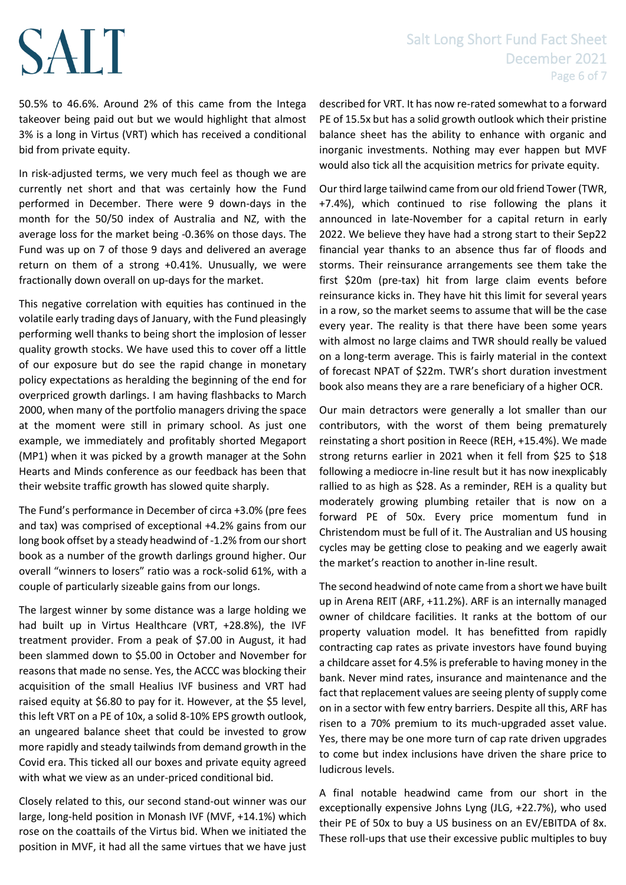50.5% to 46.6%. Around 2% of this came from the Intega takeover being paid out but we would highlight that almost 3% is a long in Virtus (VRT) which has received a conditional bid from private equity.

In risk-adjusted terms, we very much feel as though we are currently net short and that was certainly how the Fund performed in December. There were 9 down-days in the month for the 50/50 index of Australia and NZ, with the average loss for the market being -0.36% on those days. The Fund was up on 7 of those 9 days and delivered an average return on them of a strong +0.41%. Unusually, we were fractionally down overall on up-days for the market.

This negative correlation with equities has continued in the volatile early trading days of January, with the Fund pleasingly performing well thanks to being short the implosion of lesser quality growth stocks. We have used this to cover off a little of our exposure but do see the rapid change in monetary policy expectations as heralding the beginning of the end for overpriced growth darlings. I am having flashbacks to March 2000, when many of the portfolio managers driving the space at the moment were still in primary school. As just one example, we immediately and profitably shorted Megaport (MP1) when it was picked by a growth manager at the Sohn Hearts and Minds conference as our feedback has been that their website traffic growth has slowed quite sharply.

The Fund's performance in December of circa +3.0% (pre fees and tax) was comprised of exceptional +4.2% gains from our long book offset by a steady headwind of -1.2% from our short book as a number of the growth darlings ground higher. Our overall "winners to losers" ratio was a rock-solid 61%, with a couple of particularly sizeable gains from our longs.

The largest winner by some distance was a large holding we had built up in Virtus Healthcare (VRT, +28.8%), the IVF treatment provider. From a peak of $7.00 in August, it had been slammed down to $5.00 in October and November for reasons that made no sense. Yes, the ACCC was blocking their acquisition of the small Healius IVF business and VRT had raised equity at $6.80 to pay for it. However, at the $5 level, this left VRT on a PE of 10x, a solid 8-10% EPS growth outlook, an ungeared balance sheet that could be invested to grow more rapidly and steady tailwinds from demand growth in the Covid era. This ticked all our boxes and private equity agreed with what we view as an under-priced conditional bid.

Closely related to this, our second stand-out winner was our large, long-held position in Monash IVF (MVF, +14.1%) which rose on the coattails of the Virtus bid. When we initiated the position in MVF, it had all the same virtues that we have just described for VRT. It has now re-rated somewhat to a forward PE of 15.5x but has a solid growth outlook which their pristine balance sheet has the ability to enhance with organic and inorganic investments. Nothing may ever happen but MVF would also tick all the acquisition metrics for private equity.

Our third large tailwind came from our old friend Tower (TWR, +7.4%), which continued to rise following the plans it announced in late-November for a capital return in early 2022. We believe they have had a strong start to their Sep22 financial year thanks to an absence thus far of floods and storms. Their reinsurance arrangements see them take the first $20m (pre-tax) hit from large claim events before reinsurance kicks in. They have hit this limit for several years in a row, so the market seems to assume that will be the case every year. The reality is that there have been some years with almost no large claims and TWR should really be valued on a long-term average. This is fairly material in the context of forecast NPAT of $22m. TWR's short duration investment book also means they are a rare beneficiary of a higher OCR.

Our main detractors were generally a lot smaller than our contributors, with the worst of them being prematurely reinstating a short position in Reece (REH, +15.4%). We made strong returns earlier in 2021 when it fell from $25 to $18 following a mediocre in-line result but it has now inexplicably rallied to as high as $28. As a reminder, REH is a quality but moderately growing plumbing retailer that is now on a forward PE of 50x. Every price momentum fund in Christendom must be full of it. The Australian and US housing cycles may be getting close to peaking and we eagerly await the market's reaction to another in-line result.

The second headwind of note came from a short we have built up in Arena REIT (ARF, +11.2%). ARF is an internally managed owner of childcare facilities. It ranks at the bottom of our property valuation model. It has benefitted from rapidly contracting cap rates as private investors have found buying a childcare asset for 4.5% is preferable to having money in the bank. Never mind rates, insurance and maintenance and the fact that replacement values are seeing plenty of supply come on in a sector with few entry barriers. Despite all this, ARF has risen to a 70% premium to its much-upgraded asset value. Yes, there may be one more turn of cap rate driven upgrades to come but index inclusions have driven the share price to ludicrous levels.

A final notable headwind came from our short in the exceptionally expensive Johns Lyng (JLG, +22.7%), who used their PE of 50x to buy a US business on an EV/EBITDA of 8x. These roll-ups that use their excessive public multiples to buy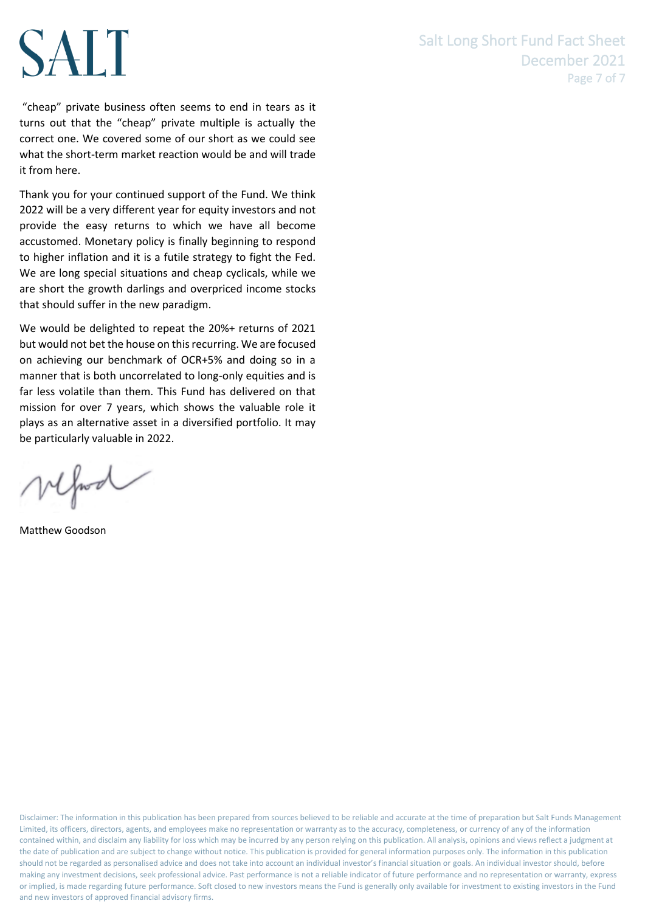"cheap" private business often seems to end in tears as it turns out that the "cheap" private multiple is actually the correct one. We covered some of our short as we could see what the short-term market reaction would be and will trade it from here.

Thank you for your continued support of the Fund. We think 2022 will be a very different year for equity investors and not provide the easy returns to which we have all become accustomed. Monetary policy is finally beginning to respond to higher inflation and it is a futile strategy to fight the Fed. We are long special situations and cheap cyclicals, while we are short the growth darlings and overpriced income stocks that should suffer in the new paradigm.

We would be delighted to repeat the 20%+ returns of 2021 but would not bet the house on this recurring. We are focused on achieving our benchmark of OCR+5% and doing so in a manner that is both uncorrelated to long-only equities and is far less volatile than them. This Fund has delivered on that mission for over 7 years, which shows the valuable role it plays as an alternative asset in a diversified portfolio. It may be particularly valuable in 2022.

Matthew Goodson

Disclaimer: The information in this publication has been prepared from sources believed to be reliable and accurate at the time of preparation but Salt Funds Management Limited, its officers, directors, agents, and employees make no representation or warranty as to the accuracy, completeness, or currency of any of the information contained within, and disclaim any liability for loss which may be incurred by any person relying on this publication. All analysis, opinions and views reflect a judgment at the date of publication and are subject to change without notice. This publication is provided for general information purposes only. The information in this publication should not be regarded as personalised advice and does not take into account an individual investor's financial situation or goals. An individual investor should, before making any investment decisions, seek professional advice. Past performance is not a reliable indicator of future performance and no representation or warranty, express or implied, is made regarding future performance. Soft closed to new investors means the Fund is generally only available for investment to existing investors in the Fund and new investors of approved financial advisory firms.